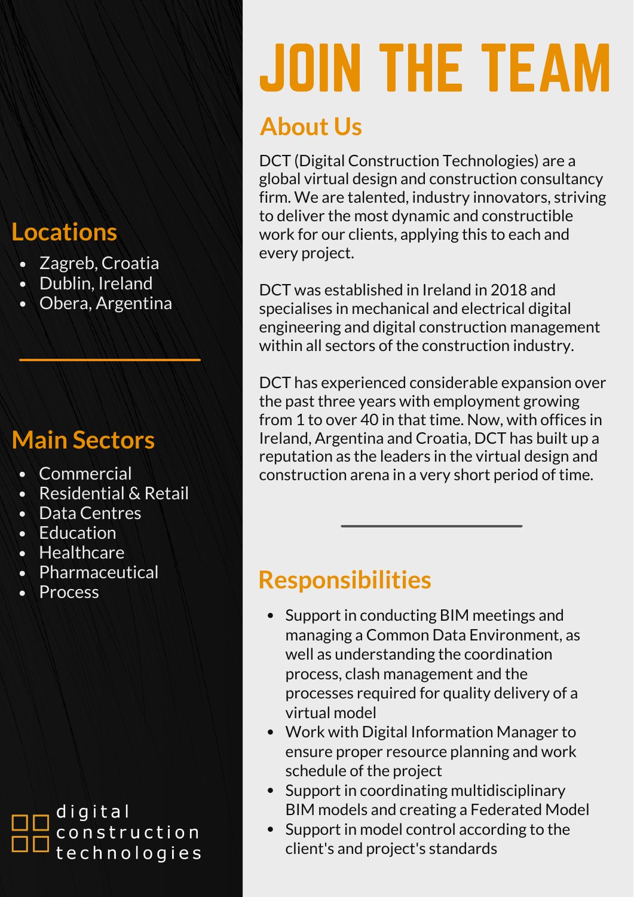# JOIN THE TEAM

## About Us

DCT (Digital Construction Technologies) are a global virtual design and construction consultancy firm. We are talented, industry innovators, striving to deliver the most dynamic and constructible work for our clients, applying this to each and every project.

DCT was established in Ireland in 2018 and specialises in mechanical and electrical digital engineering and digital construction management within all sectors of the construction industry.

DCT has experienced considerable expansion over the past three years with employment growing from 1 to over 40 in that time. Now, with offices in Ireland, Argentina and Croatia, DCT has built up a reputation as the leaders in the virtual design and construction arena in a very short period of time.

## Locations

- Zagreb, Croatia
- Dublin, Ireland
- Obera, Argentina

## Main Sectors

- Commercial
- Residential & Retail
- Data Centres
- Education
- Healthcare
- Pharmaceutical
- Process

## Responsibilities

- Support in conducting BIM meetings and managing a Common Data Environment, as well as understanding the coordination process, clash management and the processes required for quality delivery of a virtual model
- Work with Digital Information Manager to ensure proper resource planning and work schedule of the project
- Support in coordinating multidisciplinary BIM models and creating a Federated Model
- Support in model control according to the client's and project's standards

digital construction technologies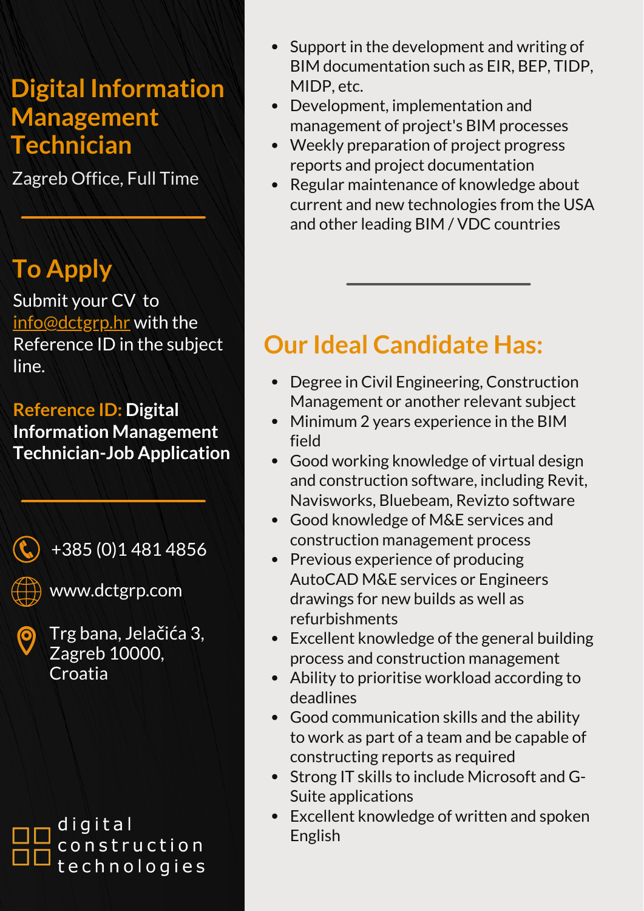# Digital Information Management Technician

Zagreb Office, Full Time

## To Apply

Submit your CV to info@dctgrp.hr with the Reference ID in the subject line.

**Reference ID: Digital Information Management Technician-Job Application**

+385 (0)1 481 4856

www.dctgrp.com

Trg bana, Jelačića 3, Zagreb 10000, Croatia

digital construction technologies

- Support in the development and writing of BIM documentation such as EIR, BEP, TIDP, MIDP, etc.
- Development, implementation and management of project's BIM processes
- Weekly preparation of project progress reports and project documentation
- Regular maintenance of knowledge about current and new technologies from the USA and other leading BIM / VDC countries

## Our Ideal Candidate Has:

- Degree in Civil Engineering, Construction Management or another relevant subject
- Minimum 2 years experience in the BIM field
- Good working knowledge of virtual design and construction software, including Revit, Navisworks, Bluebeam, Revizto software
- Good knowledge of M&E services and construction management process
- Previous experience of producing AutoCAD M&E services or Engineers drawings for new builds as well as refurbishments
- Excellent knowledge of the general building process and construction management
- Ability to prioritise workload according to deadlines
- Good communication skills and the ability to work as part of a team and be capable of constructing reports as required
- Strong IT skills to include Microsoft and G-Suite applications
- Excellent knowledge of written and spoken English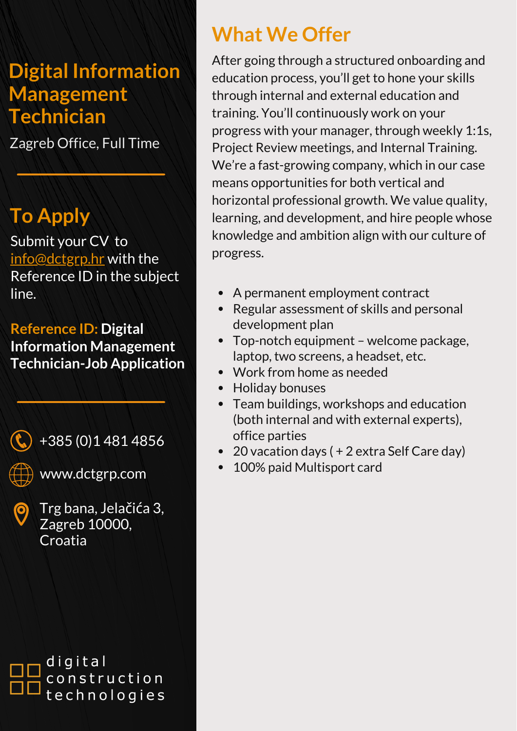# Digital Information Management Technician

Zagreb Office, Full Time

## To Apply

Submit your CV to info@dctgrp.hr with the Reference ID in the subject line.

**Reference ID: Digital Information Management Technician-Job Application**

+385 (0)1 481 4856

www.dctgrp.com

Trg bana, Jelačića 3, Zagreb 10000, Croatia

digital construction technologies

## What We Offer

After going through a structured onboarding and education process, you'll get to hone your skills through internal and external education and training. You'll continuously work on your progress with your manager, through weekly 1:1s, Project Review meetings, and Internal Training. We're a fast-growing company, which in our case means opportunities for both vertical and horizontal professional growth. We value quality, learning, and development, and hire people whose knowledge and ambition align with our culture of progress.

- A permanent employment contract
- Regular assessment of skills and personal development plan
- Top-notch equipment – welcome package, laptop, two screens, a headset, etc.
- Work from home as needed
- Holiday bonuses
- Team buildings, workshops and education (both internal and with external experts), office parties
- 20 vacation days ( + 2 extra Self Care day)
- 100% paid Multisport card